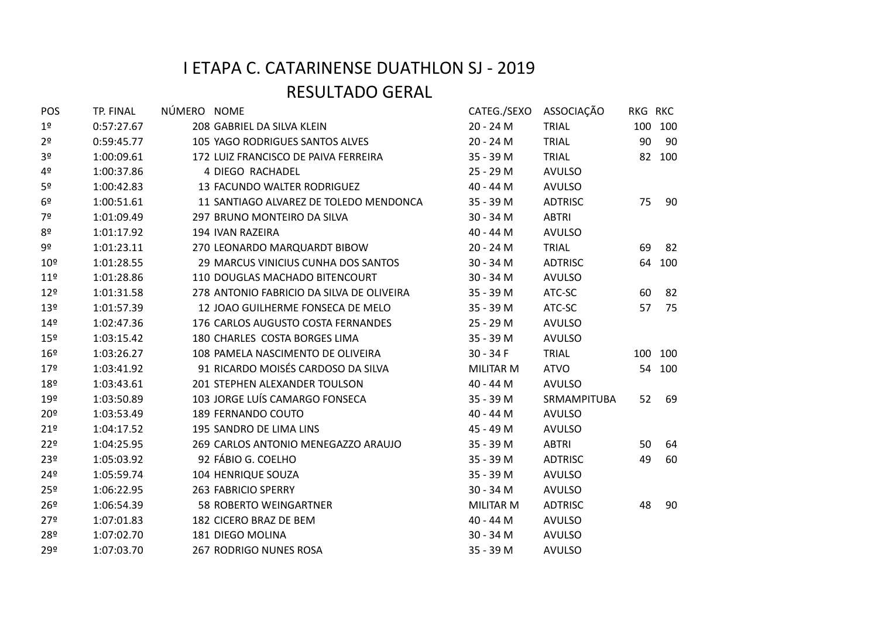# I ETAPA C. CATARINENSE DUATHLON SJ - 2019

## RESULTADO GERAL

| POS | TP. FINAL | NÚMERO | NOME | CATEG./SEXO | ASSOCIAÇÃO | RKG | RKC |
|---|---|---|---|---|---|---|---|
| 1º | 0:57:27.67 | 208 | GABRIEL DA SILVA KLEIN | 20 - 24 M | TRIAL | 100 | 100 |
| 2º | 0:59:45.77 | 105 | YAGO RODRIGUES SANTOS ALVES | 20 - 24 M | TRIAL | 90 | 90 |
| 3º | 1:00:09.61 | 172 | LUIZ FRANCISCO DE PAIVA FERREIRA | 35 - 39 M | TRIAL | 82 | 100 |
| 4º | 1:00:37.86 | 4 | DIEGO RACHADEL | 25 - 29 M | AVULSO | | |
| 5º | 1:00:42.83 | 13 | FACUNDO WALTER RODRIGUEZ | 40 - 44 M | AVULSO | | |
| 6º | 1:00:51.61 | 11 | SANTIAGO ALVAREZ DE TOLEDO MENDONCA | 35 - 39 M | ADTRISC | 75 | 90 |
| 7º | 1:01:09.49 | 297 | BRUNO MONTEIRO DA SILVA | 30 - 34 M | ABTRI | | |
| 8º | 1:01:17.92 | 194 | IVAN RAZEIRA | 40 - 44 M | AVULSO | | |
| 9º | 1:01:23.11 | 270 | LEONARDO MARQUARDT BIBOW | 20 - 24 M | TRIAL | 69 | 82 |
| 10º | 1:01:28.55 | 29 | MARCUS VINICIUS CUNHA DOS SANTOS | 30 - 34 M | ADTRISC | 64 | 100 |
| 11º | 1:01:28.86 | 110 | DOUGLAS MACHADO BITENCOURT | 30 - 34 M | AVULSO | | |
| 12º | 1:01:31.58 | 278 | ANTONIO FABRICIO DA SILVA DE OLIVEIRA | 35 - 39 M | ATC-SC | 60 | 82 |
| 13º | 1:01:57.39 | 12 | JOAO GUILHERME FONSECA DE MELO | 35 - 39 M | ATC-SC | 57 | 75 |
| 14º | 1:02:47.36 | 176 | CARLOS AUGUSTO COSTA FERNANDES | 25 - 29 M | AVULSO | | |
| 15º | 1:03:15.42 | 180 | CHARLES COSTA BORGES LIMA | 35 - 39 M | AVULSO | | |
| 16º | 1:03:26.27 | 108 | PAMELA NASCIMENTO DE OLIVEIRA | 30 - 34 F | TRIAL | 100 | 100 |
| 17º | 1:03:41.92 | 91 | RICARDO MOISÉS CARDOSO DA SILVA | MILITAR M | ATVO | 54 | 100 |
| 18º | 1:03:43.61 | 201 | STEPHEN ALEXANDER TOULSON | 40 - 44 M | AVULSO | | |
| 19º | 1:03:50.89 | 103 | JORGE LUÍS CAMARGO FONSECA | 35 - 39 M | SRMAMPITUBA | 52 | 69 |
| 20º | 1:03:53.49 | 189 | FERNANDO COUTO | 40 - 44 M | AVULSO | | |
| 21º | 1:04:17.52 | 195 | SANDRO DE LIMA LINS | 45 - 49 M | AVULSO | | |
| 22º | 1:04:25.95 | 269 | CARLOS ANTONIO MENEGAZZO ARAUJO | 35 - 39 M | ABTRI | 50 | 64 |
| 23º | 1:05:03.92 | 92 | FÁBIO G. COELHO | 35 - 39 M | ADTRISC | 49 | 60 |
| 24º | 1:05:59.74 | 104 | HENRIQUE SOUZA | 35 - 39 M | AVULSO | | |
| 25º | 1:06:22.95 | 263 | FABRICIO SPERRY | 30 - 34 M | AVULSO | | |
| 26º | 1:06:54.39 | 58 | ROBERTO WEINGARTNER | MILITAR M | ADTRISC | 48 | 90 |
| 27º | 1:07:01.83 | 182 | CICERO BRAZ DE BEM | 40 - 44 M | AVULSO | | |
| 28º | 1:07:02.70 | 181 | DIEGO MOLINA | 30 - 34 M | AVULSO | | |
| 29º | 1:07:03.70 | 267 | RODRIGO NUNES ROSA | 35 - 39 M | AVULSO | | |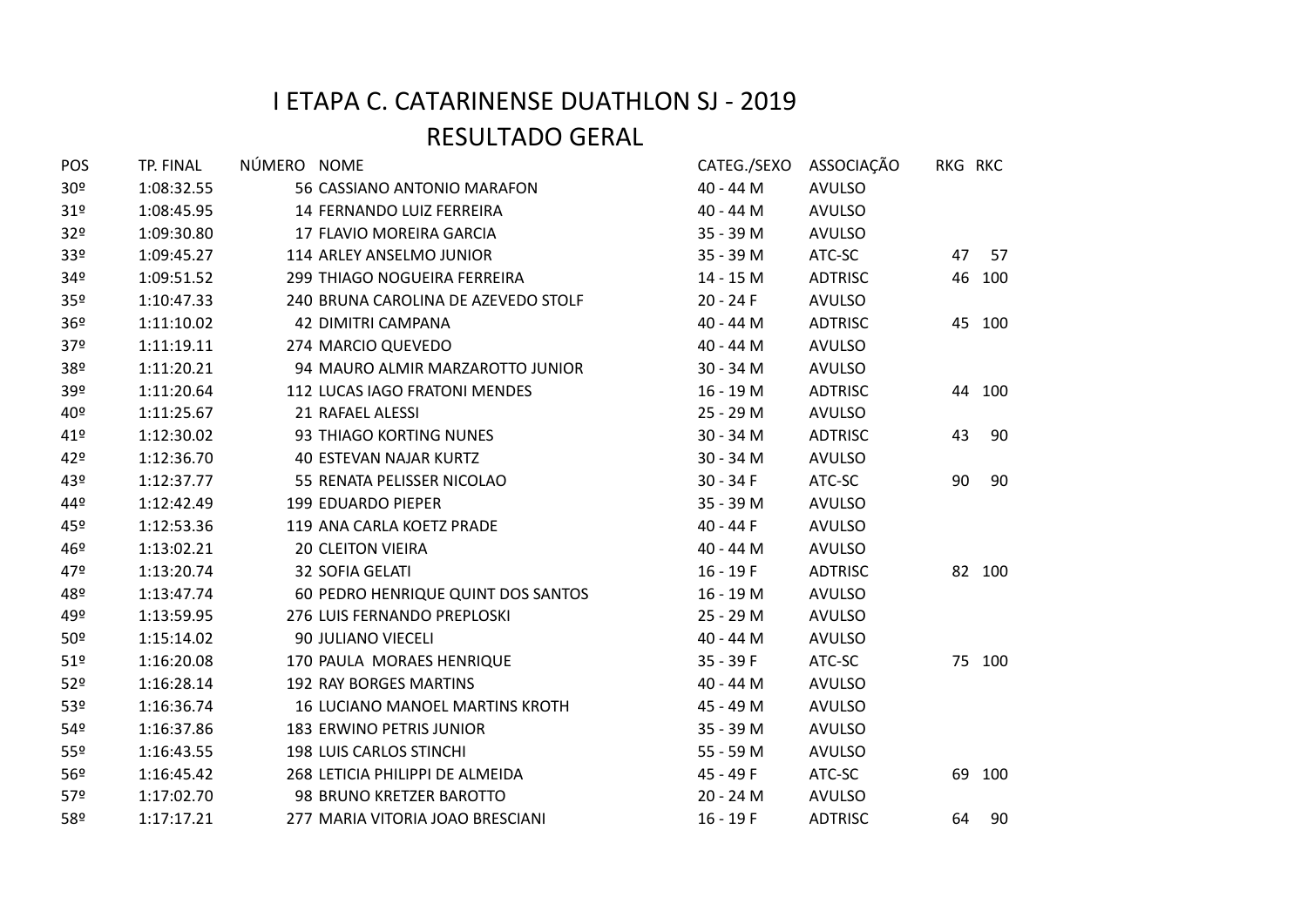# I ETAPA C. CATARINENSE DUATHLON SJ - 2019

## RESULTADO GERAL

| POS | TP. FINAL | NÚMERO | NOME | CATEG./SEXO | ASSOCIAÇÃO | RKG | RKC |
|---|---|---|---|---|---|---|---|
| 30º | 1:08:32.55 | 56 | CASSIANO ANTONIO MARAFON | 40 - 44 M | AVULSO | | |
| 31º | 1:08:45.95 | 14 | FERNANDO LUIZ FERREIRA | 40 - 44 M | AVULSO | | |
| 32º | 1:09:30.80 | 17 | FLAVIO MOREIRA GARCIA | 35 - 39 M | AVULSO | | |
| 33º | 1:09:45.27 | 114 | ARLEY ANSELMO JUNIOR | 35 - 39 M | ATC-SC | 47 | 57 |
| 34º | 1:09:51.52 | 299 | THIAGO NOGUEIRA FERREIRA | 14 - 15 M | ADTRISC | 46 | 100 |
| 35º | 1:10:47.33 | 240 | BRUNA CAROLINA DE AZEVEDO STOLF | 20 - 24 F | AVULSO | | |
| 36º | 1:11:10.02 | 42 | DIMITRI CAMPANA | 40 - 44 M | ADTRISC | 45 | 100 |
| 37º | 1:11:19.11 | 274 | MARCIO QUEVEDO | 40 - 44 M | AVULSO | | |
| 38º | 1:11:20.21 | 94 | MAURO ALMIR MARZAROTTO JUNIOR | 30 - 34 M | AVULSO | | |
| 39º | 1:11:20.64 | 112 | LUCAS IAGO FRATONI MENDES | 16 - 19 M | ADTRISC | 44 | 100 |
| 40º | 1:11:25.67 | 21 | RAFAEL ALESSI | 25 - 29 M | AVULSO | | |
| 41º | 1:12:30.02 | 93 | THIAGO KORTING NUNES | 30 - 34 M | ADTRISC | 43 | 90 |
| 42º | 1:12:36.70 | 40 | ESTEVAN NAJAR KURTZ | 30 - 34 M | AVULSO | | |
| 43º | 1:12:37.77 | 55 | RENATA PELISSER NICOLAO | 30 - 34 F | ATC-SC | 90 | 90 |
| 44º | 1:12:42.49 | 199 | EDUARDO PIEPER | 35 - 39 M | AVULSO | | |
| 45º | 1:12:53.36 | 119 | ANA CARLA KOETZ PRADE | 40 - 44 F | AVULSO | | |
| 46º | 1:13:02.21 | 20 | CLEITON VIEIRA | 40 - 44 M | AVULSO | | |
| 47º | 1:13:20.74 | 32 | SOFIA GELATI | 16 - 19 F | ADTRISC | 82 | 100 |
| 48º | 1:13:47.74 | 60 | PEDRO HENRIQUE QUINT DOS SANTOS | 16 - 19 M | AVULSO | | |
| 49º | 1:13:59.95 | 276 | LUIS FERNANDO PREPLOSKI | 25 - 29 M | AVULSO | | |
| 50º | 1:15:14.02 | 90 | JULIANO VIECELI | 40 - 44 M | AVULSO | | |
| 51º | 1:16:20.08 | 170 | PAULA MORAES HENRIQUE | 35 - 39 F | ATC-SC | 75 | 100 |
| 52º | 1:16:28.14 | 192 | RAY BORGES MARTINS | 40 - 44 M | AVULSO | | |
| 53º | 1:16:36.74 | 16 | LUCIANO MANOEL MARTINS KROTH | 45 - 49 M | AVULSO | | |
| 54º | 1:16:37.86 | 183 | ERWINO PETRIS JUNIOR | 35 - 39 M | AVULSO | | |
| 55º | 1:16:43.55 | 198 | LUIS CARLOS STINCHI | 55 - 59 M | AVULSO | | |
| 56º | 1:16:45.42 | 268 | LETICIA PHILIPPI DE ALMEIDA | 45 - 49 F | ATC-SC | 69 | 100 |
| 57º | 1:17:02.70 | 98 | BRUNO KRETZER BAROTTO | 20 - 24 M | AVULSO | | |
| 58º | 1:17:17.21 | 277 | MARIA VITORIA JOAO BRESCIANI | 16 - 19 F | ADTRISC | 64 | 90 |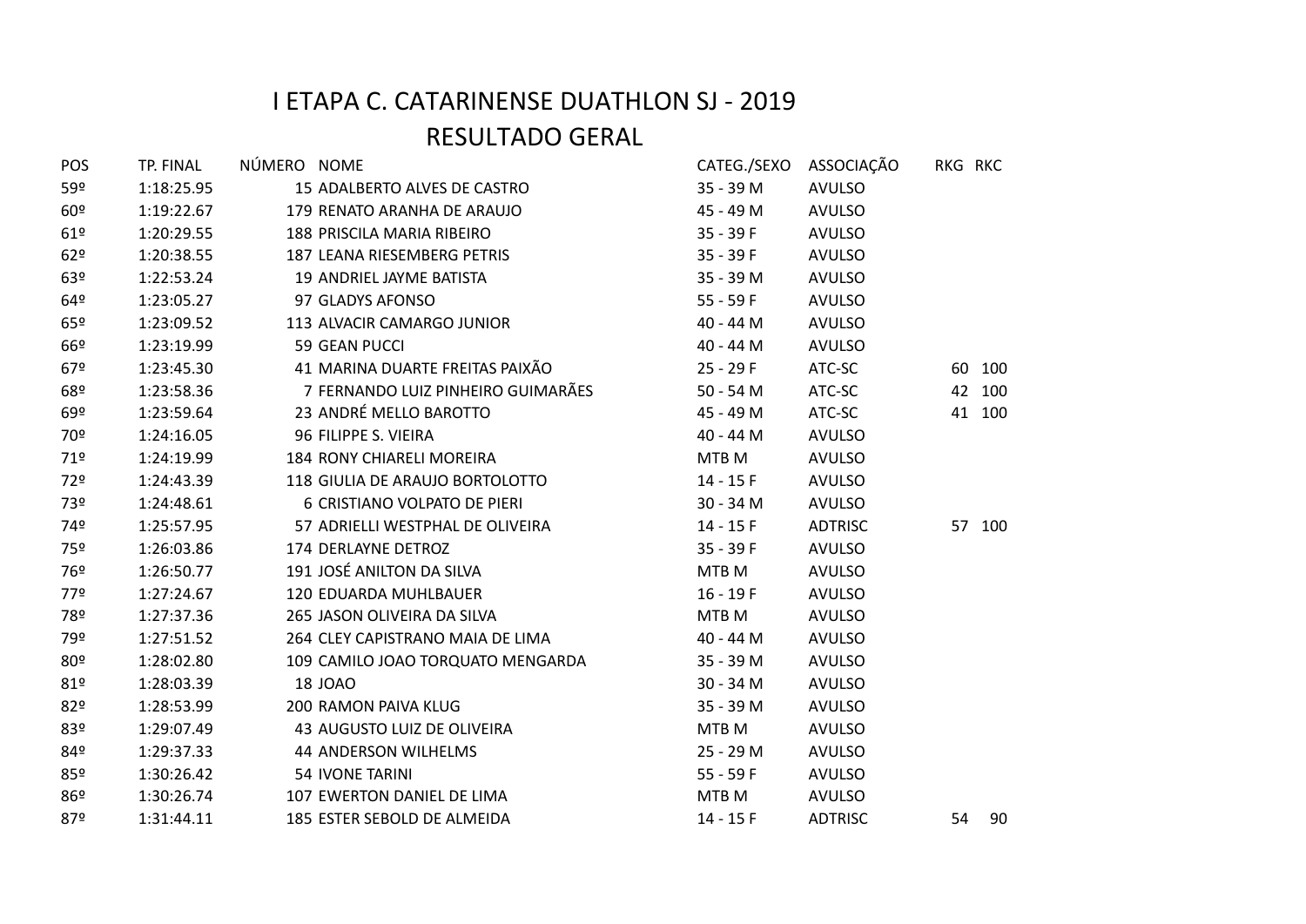# I ETAPA C. CATARINENSE DUATHLON SJ - 2019

## RESULTADO GERAL

| POS | TP. FINAL | NÚMERO | NOME | CATEG./SEXO | ASSOCIAÇÃO | RKG | RKC |
|---|---|---|---|---|---|---|---|
| 59º | 1:18:25.95 | 15 | ADALBERTO ALVES DE CASTRO | 35 - 39 M | AVULSO | | |
| 60º | 1:19:22.67 | 179 | RENATO ARANHA DE ARAUJO | 45 - 49 M | AVULSO | | |
| 61º | 1:20:29.55 | 188 | PRISCILA MARIA RIBEIRO | 35 - 39 F | AVULSO | | |
| 62º | 1:20:38.55 | 187 | LEANA RIESEMBERG PETRIS | 35 - 39 F | AVULSO | | |
| 63º | 1:22:53.24 | 19 | ANDRIEL JAYME BATISTA | 35 - 39 M | AVULSO | | |
| 64º | 1:23:05.27 | 97 | GLADYS AFONSO | 55 - 59 F | AVULSO | | |
| 65º | 1:23:09.52 | 113 | ALVACIR CAMARGO JUNIOR | 40 - 44 M | AVULSO | | |
| 66º | 1:23:19.99 | 59 | GEAN PUCCI | 40 - 44 M | AVULSO | | |
| 67º | 1:23:45.30 | 41 | MARINA DUARTE FREITAS PAIXÃO | 25 - 29 F | ATC-SC | 60 | 100 |
| 68º | 1:23:58.36 | 7 | FERNANDO LUIZ PINHEIRO GUIMARÃES | 50 - 54 M | ATC-SC | 42 | 100 |
| 69º | 1:23:59.64 | 23 | ANDRÉ MELLO BAROTTO | 45 - 49 M | ATC-SC | 41 | 100 |
| 70º | 1:24:16.05 | 96 | FILIPPE S. VIEIRA | 40 - 44 M | AVULSO | | |
| 71º | 1:24:19.99 | 184 | RONY CHIARELI MOREIRA | MTB M | AVULSO | | |
| 72º | 1:24:43.39 | 118 | GIULIA DE ARAUJO BORTOLOTTO | 14 - 15 F | AVULSO | | |
| 73º | 1:24:48.61 | 6 | CRISTIANO VOLPATO DE PIERI | 30 - 34 M | AVULSO | | |
| 74º | 1:25:57.95 | 57 | ADRIELLI WESTPHAL DE OLIVEIRA | 14 - 15 F | ADTRISC | 57 | 100 |
| 75º | 1:26:03.86 | 174 | DERLAYNE DETROZ | 35 - 39 F | AVULSO | | |
| 76º | 1:26:50.77 | 191 | JOSÉ ANILTON DA SILVA | MTB M | AVULSO | | |
| 77º | 1:27:24.67 | 120 | EDUARDA MUHLBAUER | 16 - 19 F | AVULSO | | |
| 78º | 1:27:37.36 | 265 | JASON OLIVEIRA DA SILVA | MTB M | AVULSO | | |
| 79º | 1:27:51.52 | 264 | CLEY CAPISTRANO MAIA DE LIMA | 40 - 44 M | AVULSO | | |
| 80º | 1:28:02.80 | 109 | CAMILO JOAO TORQUATO MENGARDA | 35 - 39 M | AVULSO | | |
| 81º | 1:28:03.39 | 18 | JOAO | 30 - 34 M | AVULSO | | |
| 82º | 1:28:53.99 | 200 | RAMON PAIVA KLUG | 35 - 39 M | AVULSO | | |
| 83º | 1:29:07.49 | 43 | AUGUSTO LUIZ DE OLIVEIRA | MTB M | AVULSO | | |
| 84º | 1:29:37.33 | 44 | ANDERSON WILHELMS | 25 - 29 M | AVULSO | | |
| 85º | 1:30:26.42 | 54 | IVONE TARINI | 55 - 59 F | AVULSO | | |
| 86º | 1:30:26.74 | 107 | EWERTON DANIEL DE LIMA | MTB M | AVULSO | | |
| 87º | 1:31:44.11 | 185 | ESTER SEBOLD DE ALMEIDA | 14 - 15 F | ADTRISC | 54 | 90 |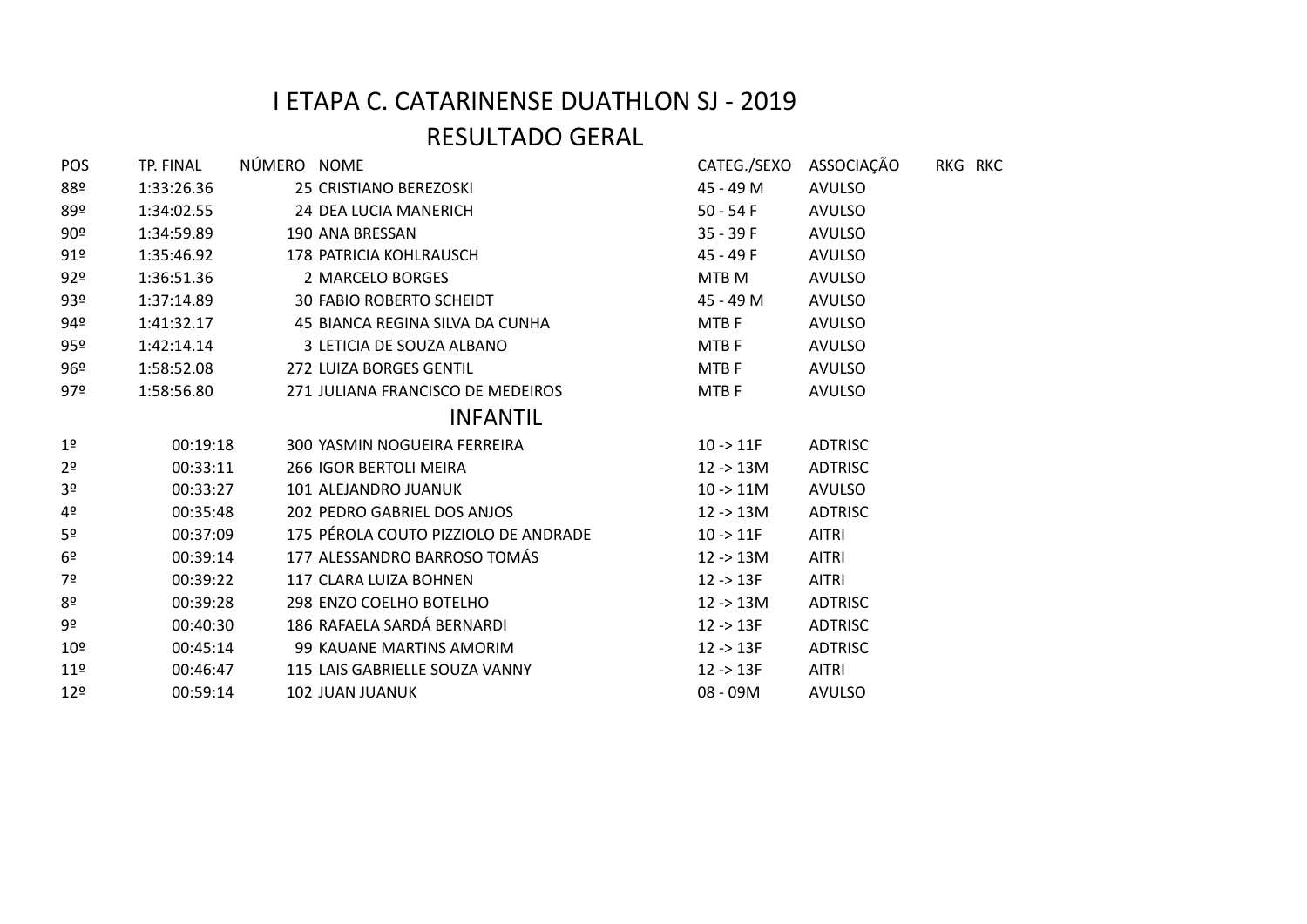# I ETAPA C. CATARINENSE DUATHLON SJ - 2019

## RESULTADO GERAL

| POS | TP. FINAL | NÚMERO | NOME | CATEG./SEXO | ASSOCIAÇÃO | RKG | RKC |
|---|---|---|---|---|---|---|---|
| 88º | 1:33:26.36 | 25 | CRISTIANO BEREZOSKI | 45 - 49 M | AVULSO | | |
| 89º | 1:34:02.55 | 24 | DEA LUCIA MANERICH | 50 - 54 F | AVULSO | | |
| 90º | 1:34:59.89 | 190 | ANA BRESSAN | 35 - 39 F | AVULSO | | |
| 91º | 1:35:46.92 | 178 | PATRICIA KOHLRAUSCH | 45 - 49 F | AVULSO | | |
| 92º | 1:36:51.36 | 2 | MARCELO BORGES | MTB M | AVULSO | | |
| 93º | 1:37:14.89 | 30 | FABIO ROBERTO SCHEIDT | 45 - 49 M | AVULSO | | |
| 94º | 1:41:32.17 | 45 | BIANCA REGINA SILVA DA CUNHA | MTB F | AVULSO | | |
| 95º | 1:42:14.14 | 3 | LETICIA DE SOUZA ALBANO | MTB F | AVULSO | | |
| 96º | 1:58:52.08 | 272 | LUIZA BORGES GENTIL | MTB F | AVULSO | | |
| 97º | 1:58:56.80 | 271 | JULIANA FRANCISCO DE MEDEIROS | MTB F | AVULSO | | |

## INFANTIL

| POS | TP. FINAL | NÚMERO | NOME | CATEG./SEXO | ASSOCIAÇÃO |
|---|---|---|---|---|---|
| 1º | 00:19:18 | 300 | YASMIN NOGUEIRA FERREIRA | 10 -> 11F | ADTRISC |
| 2º | 00:33:11 | 266 | IGOR BERTOLI MEIRA | 12 -> 13M | ADTRISC |
| 3º | 00:33:27 | 101 | ALEJANDRO JUANUK | 10 -> 11M | AVULSO |
| 4º | 00:35:48 | 202 | PEDRO GABRIEL DOS ANJOS | 12 -> 13M | ADTRISC |
| 5º | 00:37:09 | 175 | PÉROLA COUTO PIZZIOLO DE ANDRADE | 10 -> 11F | AITRI |
| 6º | 00:39:14 | 177 | ALESSANDRO BARROSO TOMÁS | 12 -> 13M | AITRI |
| 7º | 00:39:22 | 117 | CLARA LUIZA BOHNEN | 12 -> 13F | AITRI |
| 8º | 00:39:28 | 298 | ENZO COELHO BOTELHO | 12 -> 13M | ADTRISC |
| 9º | 00:40:30 | 186 | RAFAELA SARDÁ BERNARDI | 12 -> 13F | ADTRISC |
| 10º | 00:45:14 | 99 | KAUANE MARTINS AMORIM | 12 -> 13F | ADTRISC |
| 11º | 00:46:47 | 115 | LAIS GABRIELLE SOUZA VANNY | 12 -> 13F | AITRI |
| 12º | 00:59:14 | 102 | JUAN JUANUK | 08 - 09M | AVULSO |